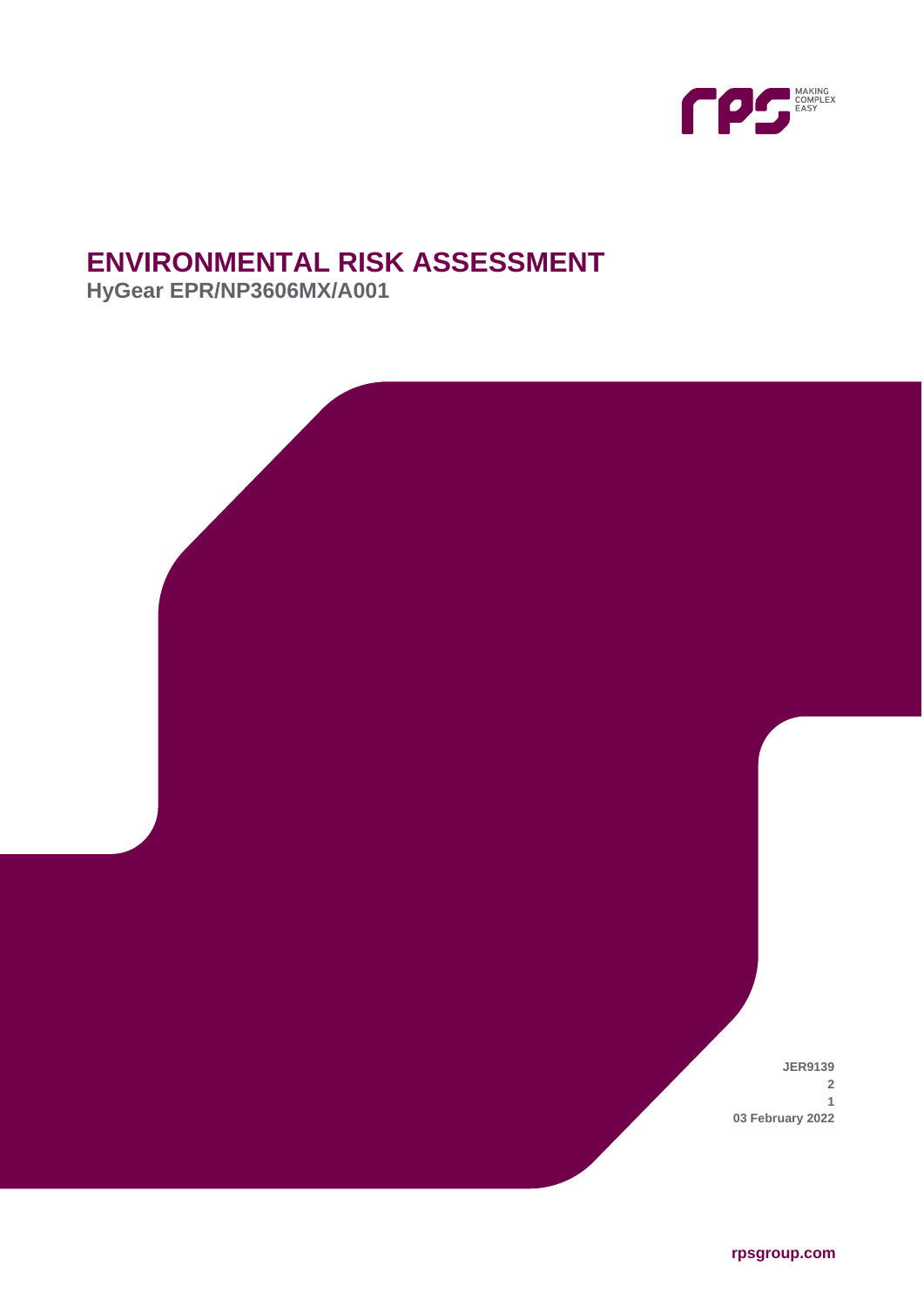# ENVIRONMENTAL RISK ASSESSMENT

**HyGear EPR/NP3606MX/A001**

**JER9139**
**2**
**1**
**03 February 2022**

**rpsgroup.com**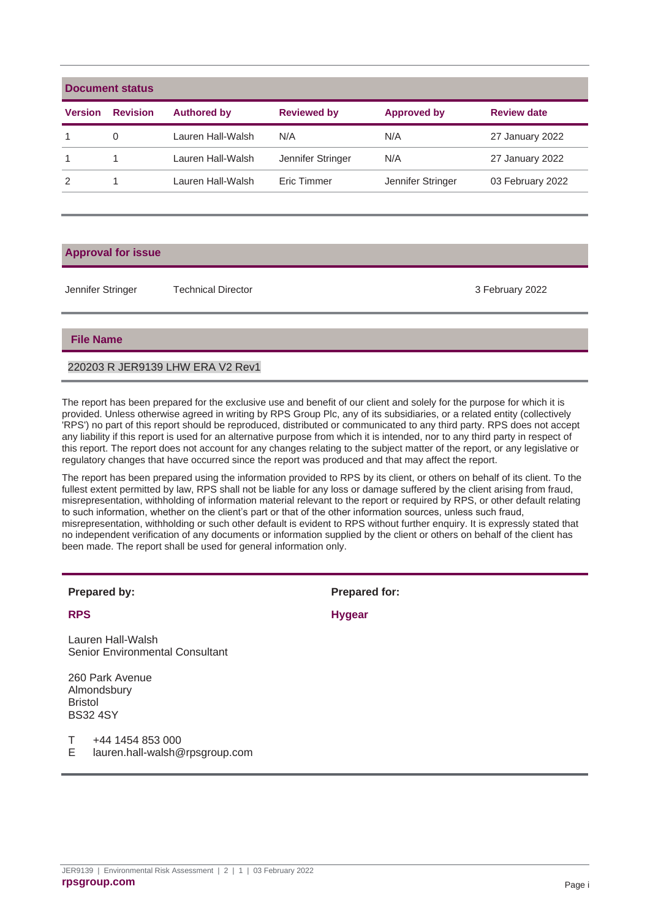## Document status

| Version | Revision | Authored by | Reviewed by | Approved by | Review date |
|---|---|---|---|---|---|
| 1 | 0 | Lauren Hall-Walsh | N/A | N/A | 27 January 2022 |
| 1 | 1 | Lauren Hall-Walsh | Jennifer Stringer | N/A | 27 January 2022 |
| 2 | 1 | Lauren Hall-Walsh | Eric Timmer | Jennifer Stringer | 03 February 2022 |

## Approval for issue

| | | |
|---|---|---|
| Jennifer Stringer | Technical Director | 3 February 2022 |

## File Name

220203 R JER9139 LHW ERA V2 Rev1

The report has been prepared for the exclusive use and benefit of our client and solely for the purpose for which it is provided. Unless otherwise agreed in writing by RPS Group Plc, any of its subsidiaries, or a related entity (collectively 'RPS') no part of this report should be reproduced, distributed or communicated to any third party. RPS does not accept any liability if this report is used for an alternative purpose from which it is intended, nor to any third party in respect of this report. The report does not account for any changes relating to the subject matter of the report, or any legislative or regulatory changes that have occurred since the report was produced and that may affect the report.

The report has been prepared using the information provided to RPS by its client, or others on behalf of its client. To the fullest extent permitted by law, RPS shall not be liable for any loss or damage suffered by the client arising from fraud, misrepresentation, withholding of information material relevant to the report or required by RPS, or other default relating to such information, whether on the client's part or that of the other information sources, unless such fraud, misrepresentation, withholding or such other default is evident to RPS without further enquiry. It is expressly stated that no independent verification of any documents or information supplied by the client or others on behalf of the client has been made. The report shall be used for general information only.

**Prepared by:**

**RPS**

Lauren Hall-Walsh
Senior Environmental Consultant

260 Park Avenue
Almondsbury
Bristol
BS32 4SY

T +44 1454 853 000
E lauren.hall-walsh@rpsgroup.com

**Prepared for:**

**Hygear**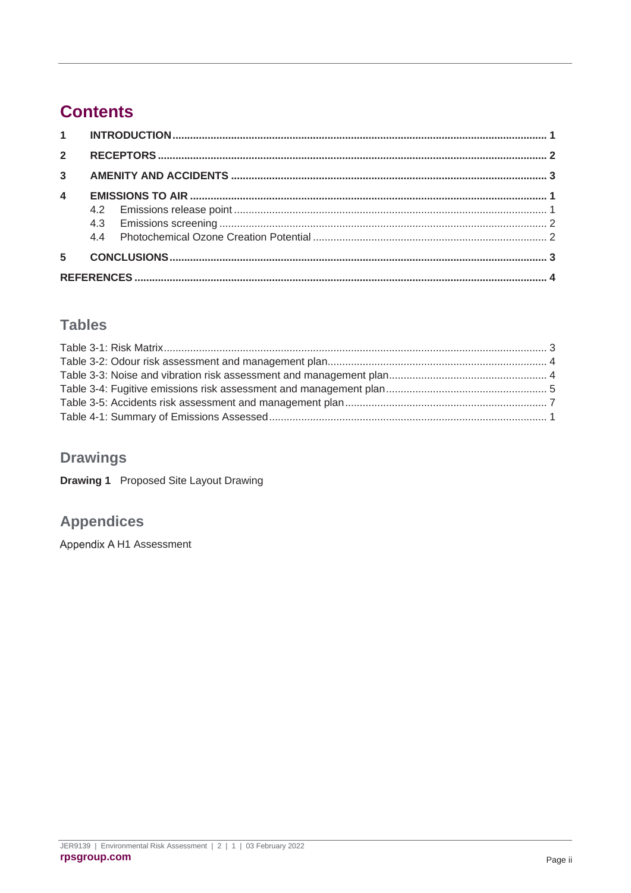# Contents

1 INTRODUCTION ..... 1

2 RECEPTORS ..... 2

3 AMENITY AND ACCIDENTS ..... 3

4 EMISSIONS TO AIR ..... 1

- 4.2 Emissions release point ..... 1
- 4.3 Emissions screening ..... 2
- 4.4 Photochemical Ozone Creation Potential ..... 2

5 CONCLUSIONS ..... 3

REFERENCES ..... 4

## Tables

Table 3-1: Risk Matrix ..... 3

Table 3-2: Odour risk assessment and management plan ..... 4

Table 3-3: Noise and vibration risk assessment and management plan ..... 4

Table 3-4: Fugitive emissions risk assessment and management plan ..... 5

Table 3-5: Accidents risk assessment and management plan ..... 7

Table 4-1: Summary of Emissions Assessed ..... 1

## Drawings

**Drawing 1** Proposed Site Layout Drawing

## Appendices

Appendix A H1 Assessment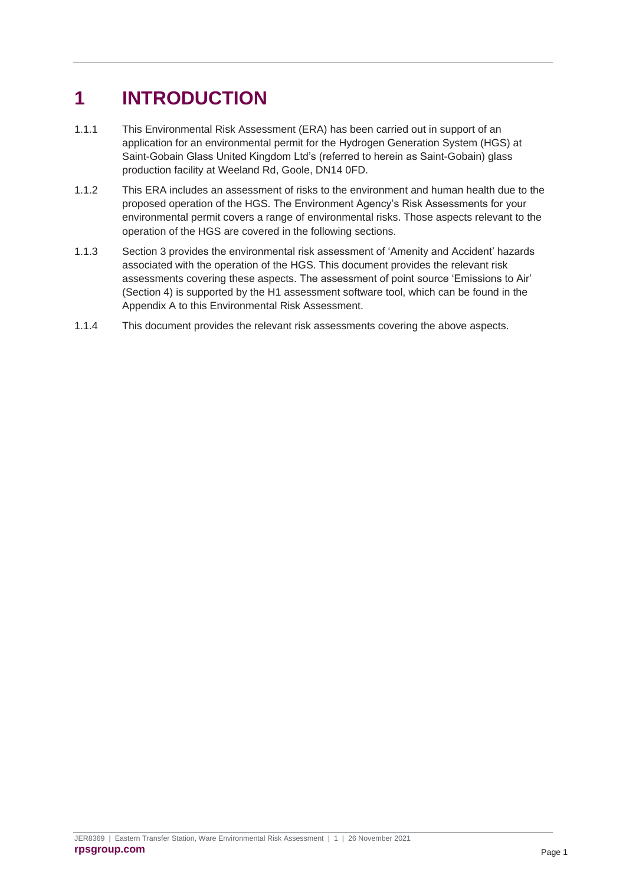# 1 INTRODUCTION

1.1.1 This Environmental Risk Assessment (ERA) has been carried out in support of an application for an environmental permit for the Hydrogen Generation System (HGS) at Saint-Gobain Glass United Kingdom Ltd's (referred to herein as Saint-Gobain) glass production facility at Weeland Rd, Goole, DN14 0FD.

1.1.2 This ERA includes an assessment of risks to the environment and human health due to the proposed operation of the HGS. The Environment Agency's Risk Assessments for your environmental permit covers a range of environmental risks. Those aspects relevant to the operation of the HGS are covered in the following sections.

1.1.3 Section 3 provides the environmental risk assessment of 'Amenity and Accident' hazards associated with the operation of the HGS. This document provides the relevant risk assessments covering these aspects. The assessment of point source 'Emissions to Air' (Section 4) is supported by the H1 assessment software tool, which can be found in the Appendix A to this Environmental Risk Assessment.

1.1.4 This document provides the relevant risk assessments covering the above aspects.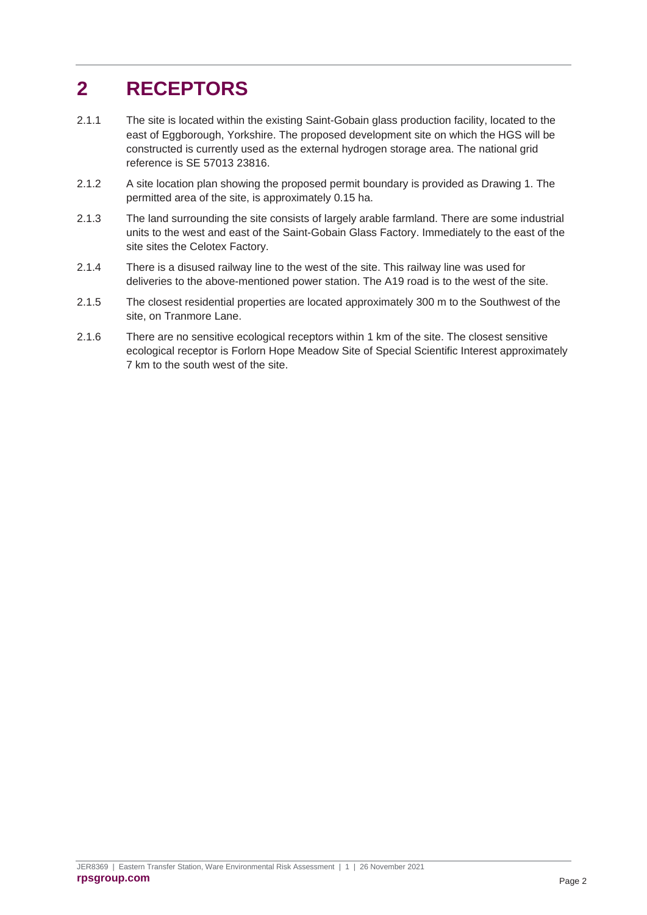# 2 RECEPTORS

2.1.1 The site is located within the existing Saint-Gobain glass production facility, located to the east of Eggborough, Yorkshire. The proposed development site on which the HGS will be constructed is currently used as the external hydrogen storage area. The national grid reference is SE 57013 23816.

2.1.2 A site location plan showing the proposed permit boundary is provided as Drawing 1. The permitted area of the site, is approximately 0.15 ha.

2.1.3 The land surrounding the site consists of largely arable farmland. There are some industrial units to the west and east of the Saint-Gobain Glass Factory. Immediately to the east of the site sites the Celotex Factory.

2.1.4 There is a disused railway line to the west of the site. This railway line was used for deliveries to the above-mentioned power station. The A19 road is to the west of the site.

2.1.5 The closest residential properties are located approximately 300 m to the Southwest of the site, on Tranmore Lane.

2.1.6 There are no sensitive ecological receptors within 1 km of the site. The closest sensitive ecological receptor is Forlorn Hope Meadow Site of Special Scientific Interest approximately 7 km to the south west of the site.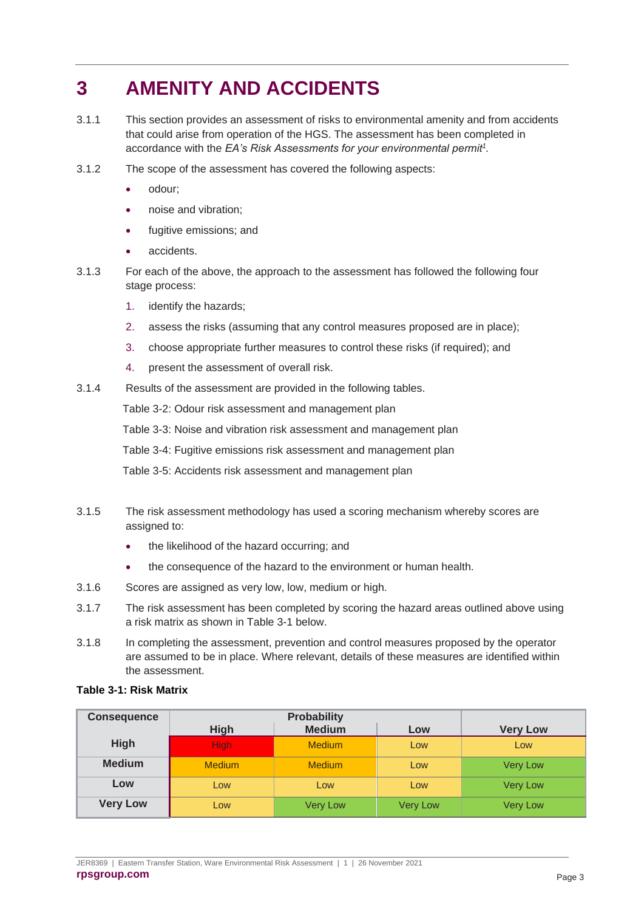# 3 AMENITY AND ACCIDENTS

3.1.1 This section provides an assessment of risks to environmental amenity and from accidents that could arise from operation of the HGS. The assessment has been completed in accordance with the *EA's Risk Assessments for your environmental permit*[1].

3.1.2 The scope of the assessment has covered the following aspects:

- odour;
- noise and vibration;
- fugitive emissions; and
- accidents.

3.1.3 For each of the above, the approach to the assessment has followed the following four stage process:

1. identify the hazards;
2. assess the risks (assuming that any control measures proposed are in place);
3. choose appropriate further measures to control these risks (if required); and
4. present the assessment of overall risk.

3.1.4 Results of the assessment are provided in the following tables.

Table 3-2: Odour risk assessment and management plan

Table 3-3: Noise and vibration risk assessment and management plan

Table 3-4: Fugitive emissions risk assessment and management plan

Table 3-5: Accidents risk assessment and management plan

3.1.5 The risk assessment methodology has used a scoring mechanism whereby scores are assigned to:

- the likelihood of the hazard occurring; and
- the consequence of the hazard to the environment or human health.

3.1.6 Scores are assigned as very low, low, medium or high.

3.1.7 The risk assessment has been completed by scoring the hazard areas outlined above using a risk matrix as shown in Table 3-1 below.

3.1.8 In completing the assessment, prevention and control measures proposed by the operator are assumed to be in place. Where relevant, details of these measures are identified within the assessment.

**Table 3-1: Risk Matrix**

| Consequence | Probability | | | |
|---|---|---|---|---|
| | **High** | **Medium** | **Low** | **Very Low** |
| **High** | High | Medium | Low | Low |
| **Medium** | Medium | Medium | Low | Very Low |
| **Low** | Low | Low | Low | Very Low |
| **Very Low** | Low | Very Low | Very Low | Very Low |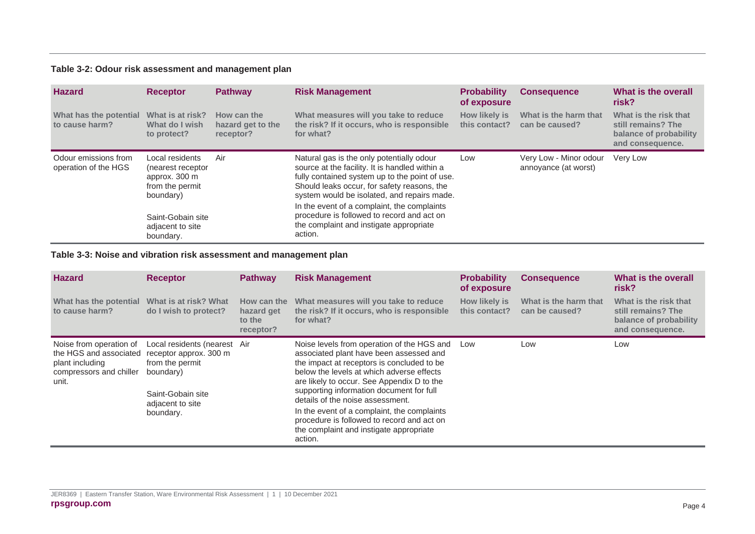**Table 3-2: Odour risk assessment and management plan**

| Hazard | Receptor | Pathway | Risk Management | Probability of exposure | Consequence | What is the overall risk? |
|---|---|---|---|---|---|---|
| **What has the potential to cause harm?** | **What is at risk? What do I wish to protect?** | **How can the hazard get to the receptor?** | **What measures will you take to reduce the risk? If it occurs, who is responsible for what?** | **How likely is this contact?** | **What is the harm that can be caused?** | **What is the risk that still remains? The balance of probability and consequence.** |
| Odour emissions from operation of the HGS | Local residents (nearest receptor approx. 300 m from the permit boundary)<br><br>Saint-Gobain site adjacent to site boundary. | Air | Natural gas is the only potentially odour source at the facility. It is handled within a fully contained system up to the point of use. Should leaks occur, for safety reasons, the system would be isolated, and repairs made.<br><br>In the event of a complaint, the complaints procedure is followed to record and act on the complaint and instigate appropriate action. | Low | Very Low - Minor odour annoyance (at worst) | Very Low |

**Table 3-3: Noise and vibration risk assessment and management plan**

| Hazard | Receptor | Pathway | Risk Management | Probability of exposure | Consequence | What is the overall risk? |
|---|---|---|---|---|---|---|
| **What has the potential to cause harm?** | **What is at risk? What do I wish to protect?** | **How can the hazard get to the receptor?** | **What measures will you take to reduce the risk? If it occurs, who is responsible for what?** | **How likely is this contact?** | **What is the harm that can be caused?** | **What is the risk that still remains? The balance of probability and consequence.** |
| Noise from operation of the HGS and associated plant including compressors and chiller unit. | Local residents (nearest receptor approx. 300 m from the permit boundary)<br><br>Saint-Gobain site adjacent to site boundary. | Air | Noise levels from operation of the HGS and associated plant have been assessed and the impact at receptors is concluded to be below the levels at which adverse effects are likely to occur. See Appendix D to the supporting information document for full details of the noise assessment.<br><br>In the event of a complaint, the complaints procedure is followed to record and act on the complaint and instigate appropriate action. | Low | Low | Low |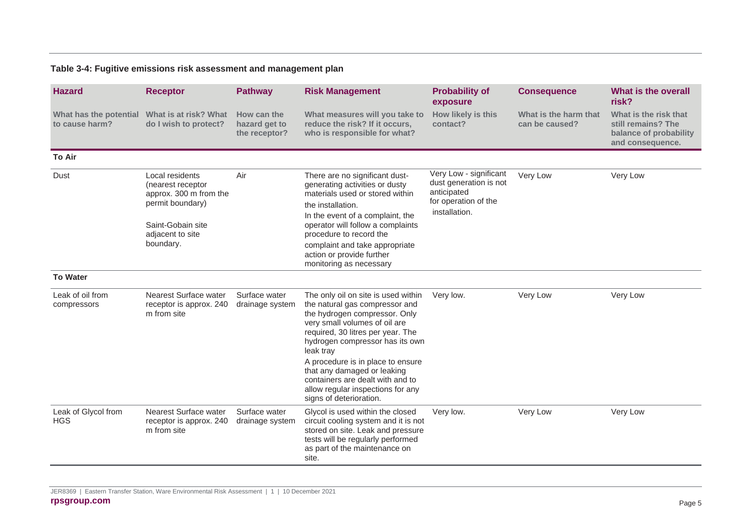**Table 3-4: Fugitive emissions risk assessment and management plan**

| Hazard | Receptor | Pathway | Risk Management | Probability of exposure | Consequence | What is the overall risk? |
|---|---|---|---|---|---|---|
| What has the potential to cause harm? | What is at risk? What do I wish to protect? | How can the hazard get to the receptor? | What measures will you take to reduce the risk? If it occurs, who is responsible for what? | How likely is this contact? | What is the harm that can be caused? | What is the risk that still remains? The balance of probability and consequence. |
| **To Air** | | | | | | |
| Dust | Local residents (nearest receptor approx. 300 m from the permit boundary)<br><br>Saint-Gobain site adjacent to site boundary. | Air | There are no significant dust-generating activities or dusty materials used or stored within the installation.<br>In the event of a complaint, the operator will follow a complaints procedure to record the complaint and take appropriate action or provide further monitoring as necessary | Very Low - significant dust generation is not anticipated for operation of the installation. | Very Low | Very Low |
| **To Water** | | | | | | |
| Leak of oil from compressors | Nearest Surface water receptor is approx. 240 m from site | Surface water drainage system | The only oil on site is used within the natural gas compressor and the hydrogen compressor. Only very small volumes of oil are required, 30 litres per year. The hydrogen compressor has its own leak tray<br>A procedure is in place to ensure that any damaged or leaking containers are dealt with and to allow regular inspections for any signs of deterioration. | Very low. | Very Low | Very Low |
| Leak of Glycol from HGS | Nearest Surface water receptor is approx. 240 m from site | Surface water drainage system | Glycol is used within the closed circuit cooling system and it is not stored on site. Leak and pressure tests will be regularly performed as part of the maintenance on site. | Very low. | Very Low | Very Low |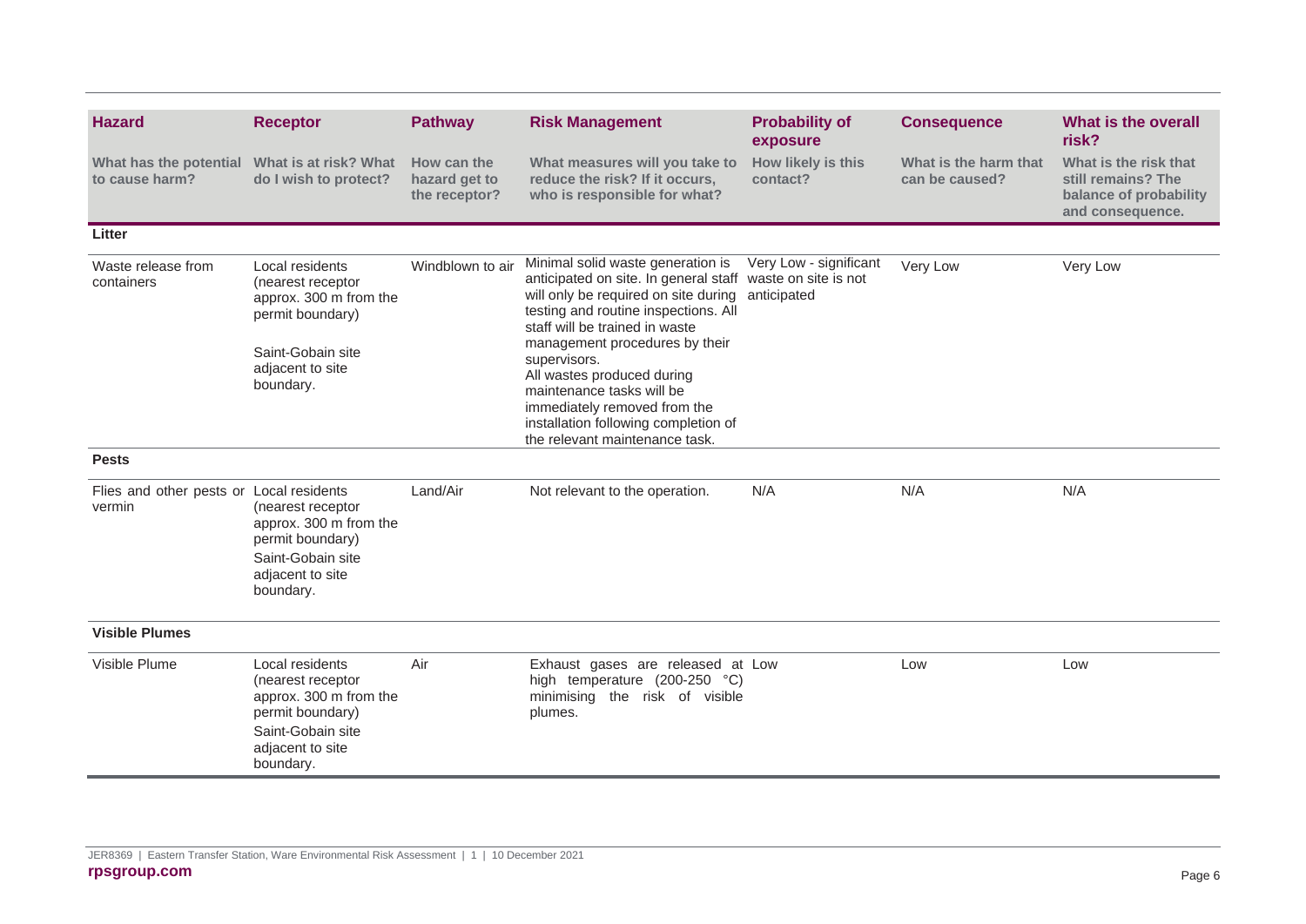| Hazard | Receptor | Pathway | Risk Management | Probability of exposure | Consequence | What is the overall risk? |
|---|---|---|---|---|---|---|
| What has the potential to cause harm? | What is at risk? What do I wish to protect? | How can the hazard get to the receptor? | What measures will you take to reduce the risk? If it occurs, who is responsible for what? | How likely is this contact? | What is the harm that can be caused? | What is the risk that still remains? The balance of probability and consequence. |
| **Litter** | | | | | | |
| Waste release from containers | Local residents (nearest receptor approx. 300 m from the permit boundary)<br><br>Saint-Gobain site adjacent to site boundary. | Windblown to air | Minimal solid waste generation is anticipated on site. In general staff will only be required on site during testing and routine inspections. All staff will be trained in waste management procedures by their supervisors.<br>All wastes produced during maintenance tasks will be immediately removed from the installation following completion of the relevant maintenance task. | Very Low - significant waste on site is not anticipated | Very Low | Very Low |
| **Pests** | | | | | | |
| Flies and other pests or vermin | Local residents (nearest receptor approx. 300 m from the permit boundary)<br>Saint-Gobain site adjacent to site boundary. | Land/Air | Not relevant to the operation. | N/A | N/A | N/A |
| **Visible Plumes** | | | | | | |
| Visible Plume | Local residents (nearest receptor approx. 300 m from the permit boundary)<br>Saint-Gobain site adjacent to site boundary. | Air | Exhaust gases are released at high temperature (200-250 °C) minimising the risk of visible plumes. | Low | Low | Low |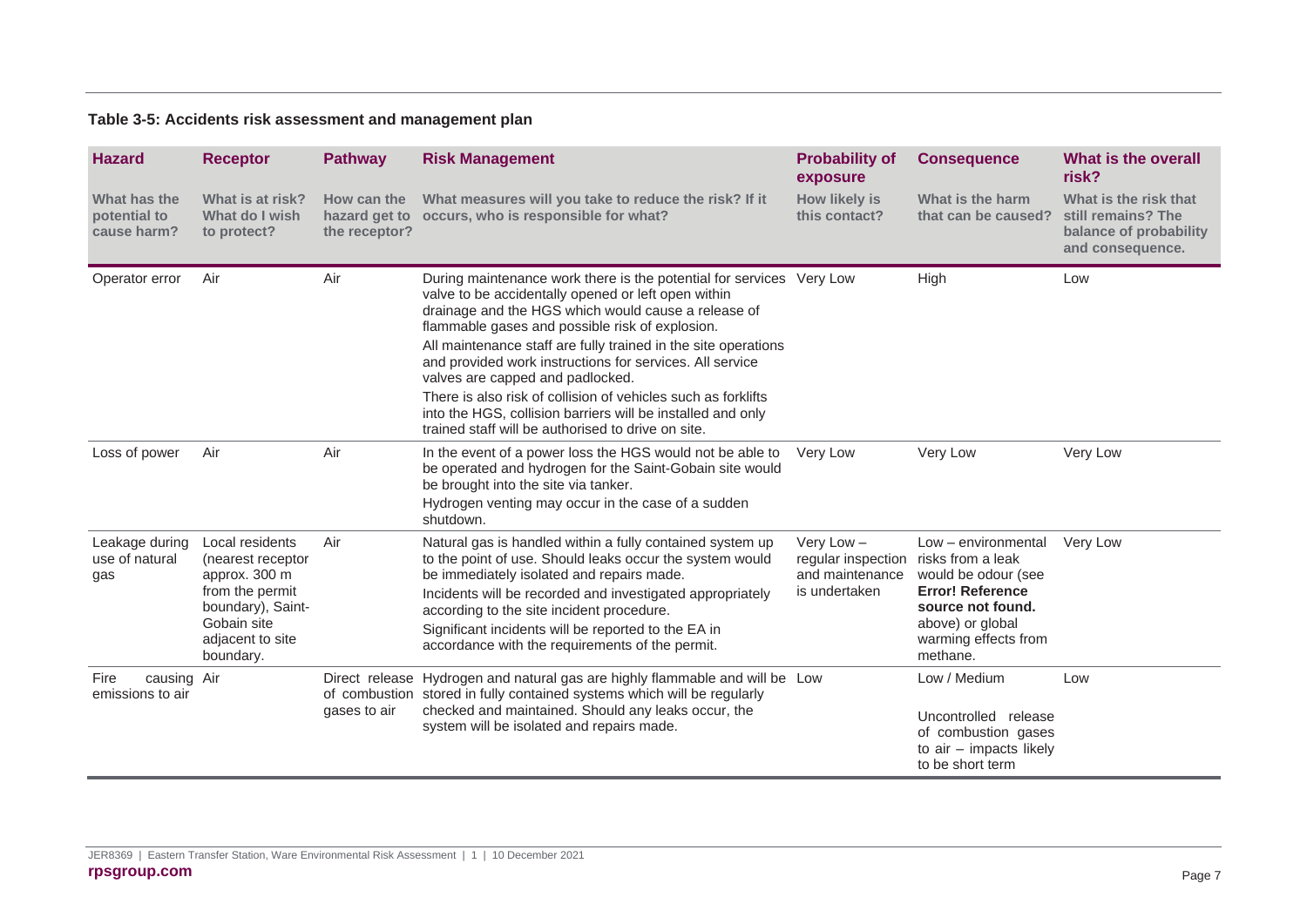**Table 3-5: Accidents risk assessment and management plan**

| Hazard | Receptor | Pathway | Risk Management | Probability of exposure | Consequence | What is the overall risk? |
|---|---|---|---|---|---|---|
| What has the potential to cause harm? | What is at risk? What do I wish to protect? | How can the hazard get to the receptor? | What measures will you take to reduce the risk? If it occurs, who is responsible for what? | How likely is this contact? | What is the harm that can be caused? | What is the risk that still remains? The balance of probability and consequence. |
| Operator error | Air | Air | During maintenance work there is the potential for services valve to be accidentally opened or left open within drainage and the HGS which would cause a release of flammable gases and possible risk of explosion.<br>All maintenance staff are fully trained in the site operations and provided work instructions for services. All service valves are capped and padlocked.<br>There is also risk of collision of vehicles such as forklifts into the HGS, collision barriers will be installed and only trained staff will be authorised to drive on site. | Very Low | High | Low |
| Loss of power | Air | Air | In the event of a power loss the HGS would not be able to be operated and hydrogen for the Saint-Gobain site would be brought into the site via tanker.<br>Hydrogen venting may occur in the case of a sudden shutdown. | Very Low | Very Low | Very Low |
| Leakage during use of natural gas | Local residents (nearest receptor approx. 300 m from the permit boundary), Saint-Gobain site adjacent to site boundary. | Air | Natural gas is handled within a fully contained system up to the point of use. Should leaks occur the system would be immediately isolated and repairs made.<br>Incidents will be recorded and investigated appropriately according to the site incident procedure.<br>Significant incidents will be reported to the EA in accordance with the requirements of the permit. | Very Low – regular inspection and maintenance is undertaken | Low – environmental risks from a leak would be odour (see **Error! Reference source not found.** above) or global warming effects from methane. | Very Low |
| Fire causing emissions to air | Air | Direct release of combustion gases to air | Hydrogen and natural gas are highly flammable and will be stored in fully contained systems which will be regularly checked and maintained. Should any leaks occur, the system will be isolated and repairs made. | Low | Low / Medium<br>Uncontrolled release of combustion gases to air – impacts likely to be short term | Low |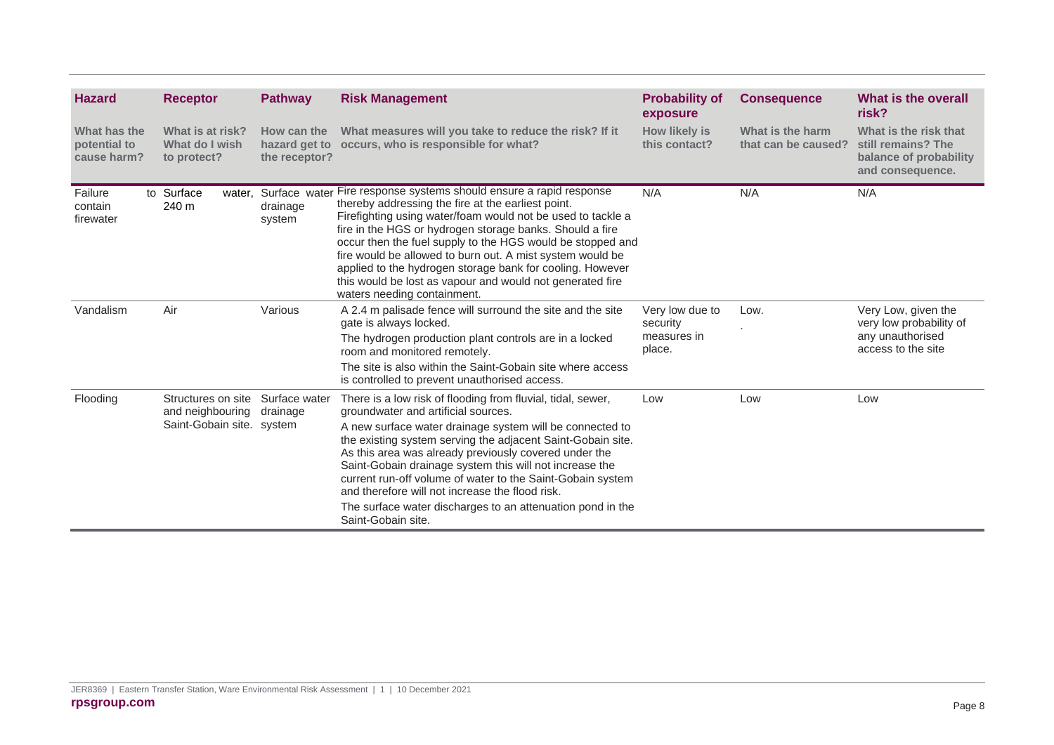| Hazard | Receptor | Pathway | Risk Management | Probability of exposure | Consequence | What is the overall risk? |
|---|---|---|---|---|---|---|
| What has the potential to cause harm? | What is at risk? What do I wish to protect? | How can the hazard get to the receptor? | What measures will you take to reduce the risk? If it occurs, who is responsible for what? | How likely is this contact? | What is the harm that can be caused? | What is the risk that still remains? The balance of probability and consequence. |
| Failure to contain firewater | Surface water, 240 m | Surface water drainage system | Fire response systems should ensure a rapid response thereby addressing the fire at the earliest point. Firefighting using water/foam would not be used to tackle a fire in the HGS or hydrogen storage banks. Should a fire occur then the fuel supply to the HGS would be stopped and fire would be allowed to burn out. A mist system would be applied to the hydrogen storage bank for cooling. However this would be lost as vapour and would not generated fire waters needing containment. | N/A | N/A | N/A |
| Vandalism | Air | Various | A 2.4 m palisade fence will surround the site and the site gate is always locked.<br>The hydrogen production plant controls are in a locked room and monitored remotely.<br>The site is also within the Saint-Gobain site where access is controlled to prevent unauthorised access. | Very low due to security measures in place. | Low.<br>. | Very Low, given the very low probability of any unauthorised access to the site |
| Flooding | Structures on site and neighbouring Saint-Gobain site. | Surface water drainage system | There is a low risk of flooding from fluvial, tidal, sewer, groundwater and artificial sources.<br>A new surface water drainage system will be connected to the existing system serving the adjacent Saint-Gobain site. As this area was already previously covered under the Saint-Gobain drainage system this will not increase the current run-off volume of water to the Saint-Gobain system and therefore will not increase the flood risk.<br>The surface water discharges to an attenuation pond in the Saint-Gobain site. | Low | Low | Low |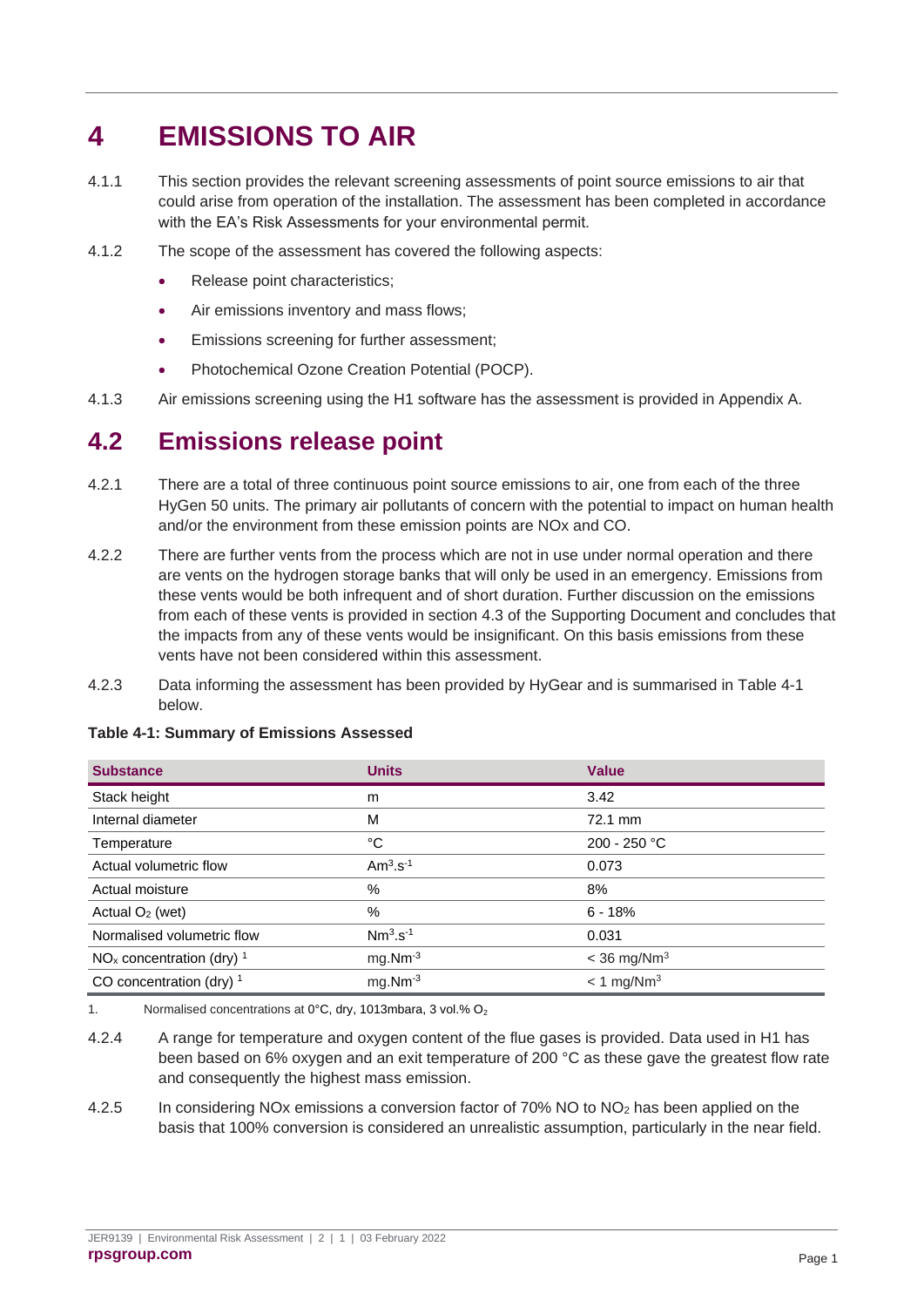# 4 EMISSIONS TO AIR

4.1.1 This section provides the relevant screening assessments of point source emissions to air that could arise from operation of the installation. The assessment has been completed in accordance with the EA's Risk Assessments for your environmental permit.

4.1.2 The scope of the assessment has covered the following aspects:

- Release point characteristics;
- Air emissions inventory and mass flows;
- Emissions screening for further assessment;
- Photochemical Ozone Creation Potential (POCP).

4.1.3 Air emissions screening using the H1 software has the assessment is provided in Appendix A.

## 4.2 Emissions release point

4.2.1 There are a total of three continuous point source emissions to air, one from each of the three HyGen 50 units. The primary air pollutants of concern with the potential to impact on human health and/or the environment from these emission points are NOx and CO.

4.2.2 There are further vents from the process which are not in use under normal operation and there are vents on the hydrogen storage banks that will only be used in an emergency. Emissions from these vents would be both infrequent and of short duration. Further discussion on the emissions from each of these vents is provided in section 4.3 of the Supporting Document and concludes that the impacts from any of these vents would be insignificant. On this basis emissions from these vents have not been considered within this assessment.

4.2.3 Data informing the assessment has been provided by HyGear and is summarised in Table 4-1 below.

**Table 4-1: Summary of Emissions Assessed**

| Substance | Units | Value |
|---|---|---|
| Stack height | m | 3.42 |
| Internal diameter | M | 72.1 mm |
| Temperature | °C | 200 - 250 °C |
| Actual volumetric flow | $Am^3.s^{-1}$ | 0.073 |
| Actual moisture | % | 8% |
| Actual $O_2$ (wet) | % | 6 - 18% |
| Normalised volumetric flow | $Nm^3.s^{-1}$ | 0.031 |
| $NO_x$ concentration (dry) [1] | $mg.Nm^{-3}$ | < 36 $mg/Nm^3$ |
| CO concentration (dry) [1] | $mg.Nm^{-3}$ | < 1 $mg/Nm^3$ |

1. Normalised concentrations at 0°C, dry, 1013mbara, 3 vol.% $O_2$

4.2.4 A range for temperature and oxygen content of the flue gases is provided. Data used in H1 has been based on 6% oxygen and an exit temperature of 200 °C as these gave the greatest flow rate and consequently the highest mass emission.

4.2.5 In considering NOx emissions a conversion factor of 70% NO to $NO_2$ has been applied on the basis that 100% conversion is considered an unrealistic assumption, particularly in the near field.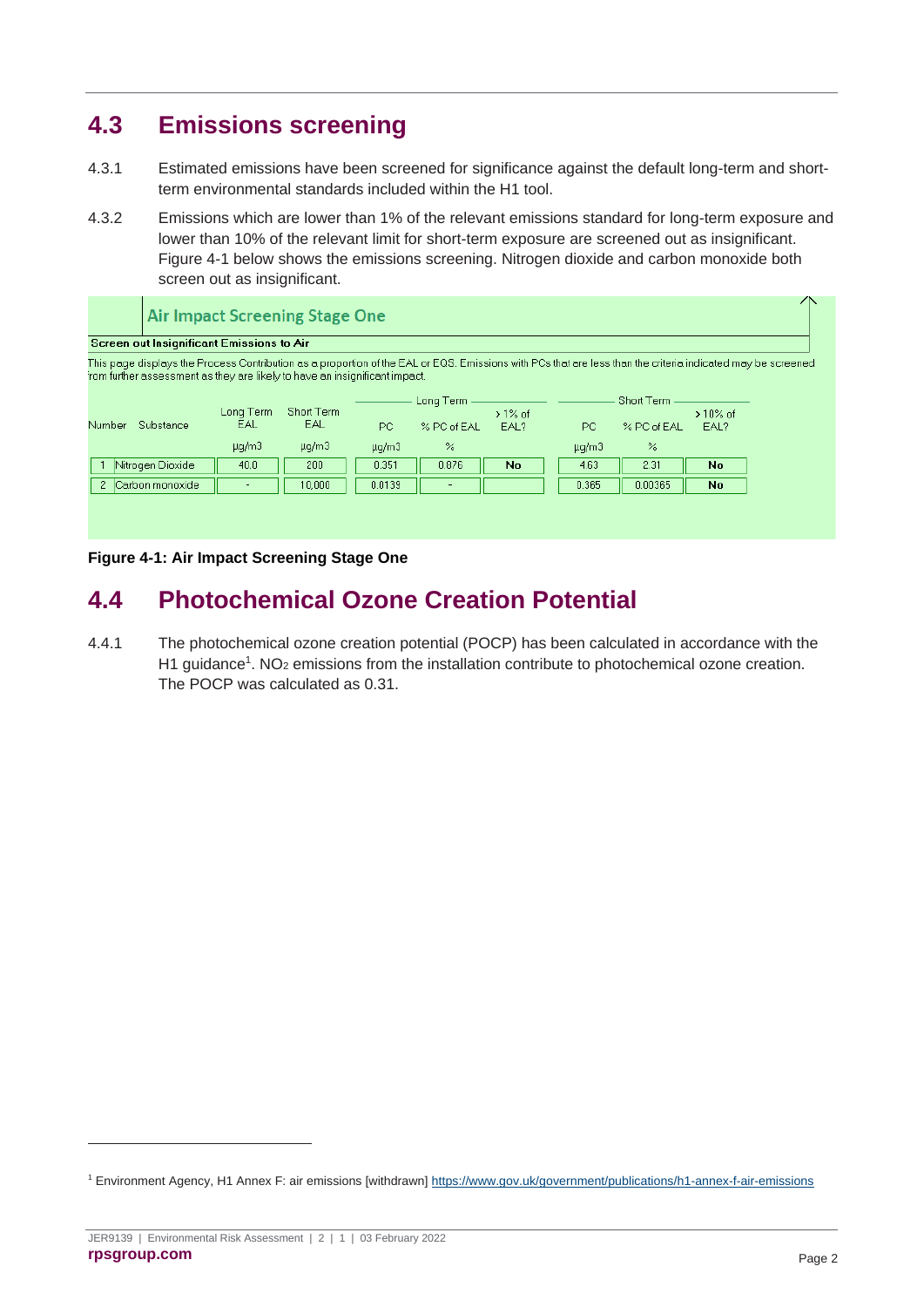## 4.3 Emissions screening

4.3.1 Estimated emissions have been screened for significance against the default long-term and short-term environmental standards included within the H1 tool.

4.3.2 Emissions which are lower than 1% of the relevant emissions standard for long-term exposure and lower than 10% of the relevant limit for short-term exposure are screened out as insignificant. Figure 4-1 below shows the emissions screening. Nitrogen dioxide and carbon monoxide both screen out as insignificant.

**Air Impact Screening Stage One**

**Screen out Insignificant Emissions to Air**

This page displays the Process Contribution as a proportion of the EAL or EQS. Emissions with PCs that are less than the criteria indicated may be screened from further assessment as they are likely to have an insignificant impact.

| Number | Substance | Long Term EAL | Short Term EAL | Long Term | | | Short Term | | |
|---|---|---|---|---|---|---|---|---|---|
| | | | | PC | % PC of EAL | > 1% of EAL? | PC | % PC of EAL | > 10% of EAL? |
| | | µg/m3 | µg/m3 | µg/m3 | % | | µg/m3 | % | |
| 1 | Nitrogen Dioxide | 40.0 | 200 | 0.351 | 0.876 | **No** | 4.63 | 2.31 | **No** |
| 2 | Carbon monoxide | - | 10,000 | 0.0139 | - | | 0.365 | 0.00365 | **No** |

**Figure 4-1: Air Impact Screening Stage One**

## 4.4 Photochemical Ozone Creation Potential

4.4.1 The photochemical ozone creation potential (POCP) has been calculated in accordance with the H1 guidance[1]. $NO_2$ emissions from the installation contribute to photochemical ozone creation. The POCP was calculated as 0.31.

[1] Environment Agency, H1 Annex F: air emissions [withdrawn] https://www.gov.uk/government/publications/h1-annex-f-air-emissions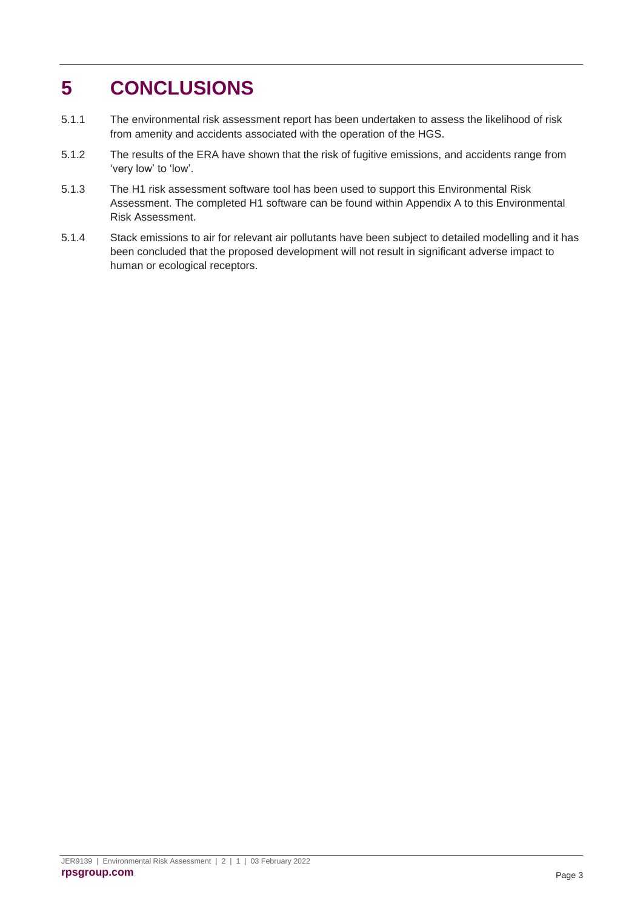# 5 CONCLUSIONS

5.1.1 The environmental risk assessment report has been undertaken to assess the likelihood of risk from amenity and accidents associated with the operation of the HGS.

5.1.2 The results of the ERA have shown that the risk of fugitive emissions, and accidents range from 'very low' to 'low'.

5.1.3 The H1 risk assessment software tool has been used to support this Environmental Risk Assessment. The completed H1 software can be found within Appendix A to this Environmental Risk Assessment.

5.1.4 Stack emissions to air for relevant air pollutants have been subject to detailed modelling and it has been concluded that the proposed development will not result in significant adverse impact to human or ecological receptors.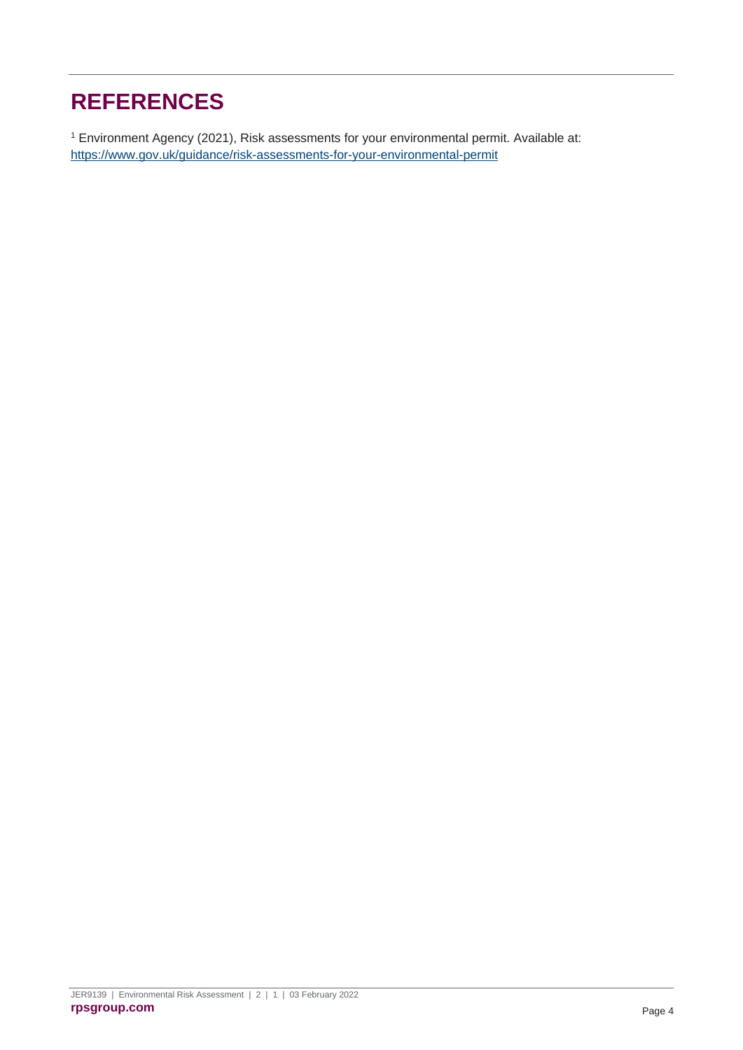# REFERENCES

[1] Environment Agency (2021), Risk assessments for your environmental permit. Available at: https://www.gov.uk/guidance/risk-assessments-for-your-environmental-permit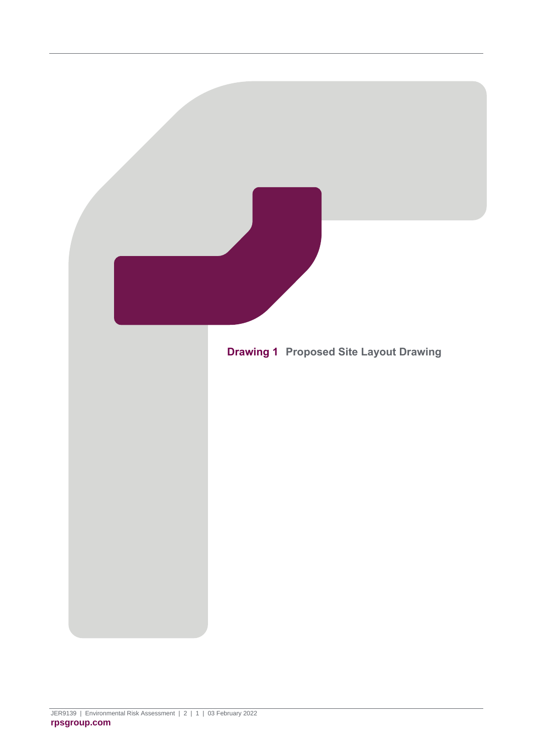# Drawing 1 Proposed Site Layout Drawing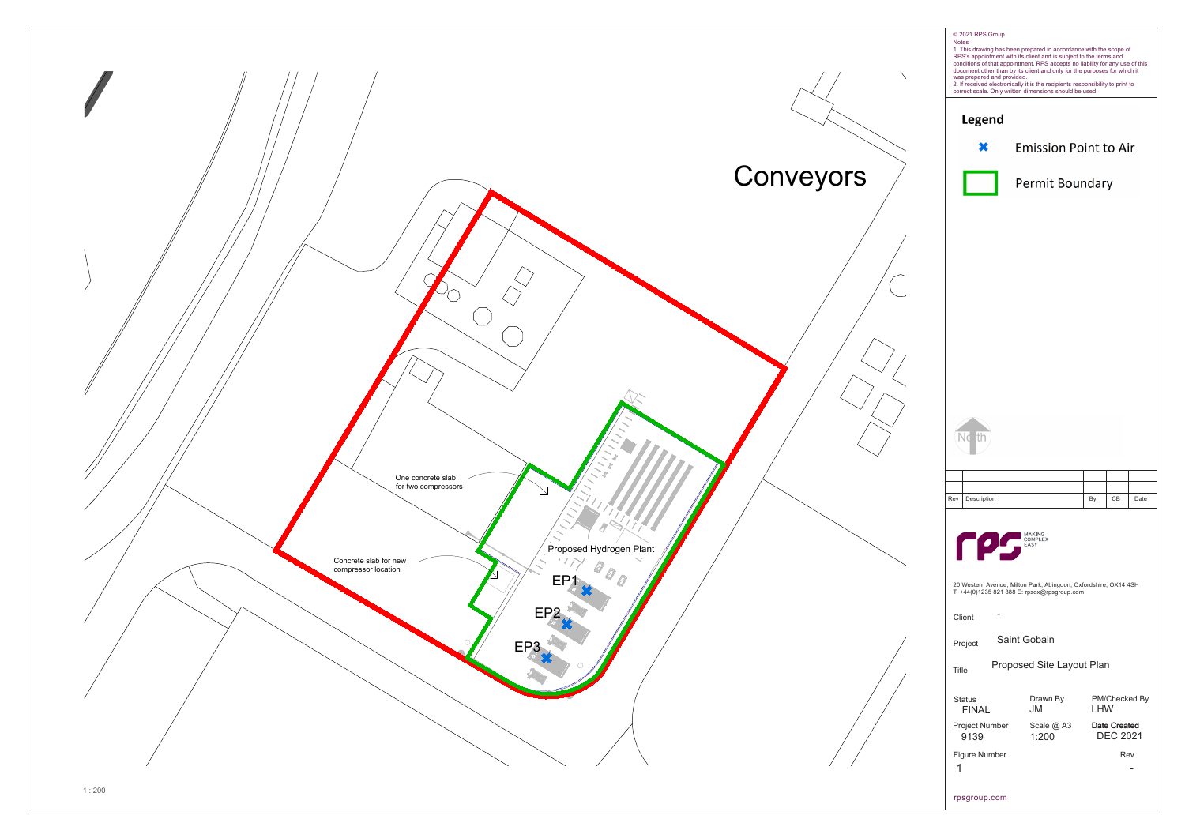Conveyors

One concrete slab for two compressors

Concrete slab for new compressor location

Proposed Hydrogen Plant

EP1

EP2

EP3

1 : 200

© 2021 RPS Group

Notes

1. This drawing has been prepared in accordance with the scope of RPS's appointment with its client and is subject to the terms and conditions of that appointment. RPS accepts no liability for any use of this document other than by its client and only for the purposes for which it was prepared and provided.

2. If received electronically it is the recipients responsibility to print to correct scale. Only written dimensions should be used.

## Legend

- Emission Point to Air
- Permit Boundary

North

| Rev | Description | By | CB | Date |
|---|---|---|---|---|
| | | | | |
| | | | | |

rps MAKING COMPLEX EASY

20 Western Avenue, Milton Park, Abingdon, Oxfordshire, OX14 4SH
T: +44(0)1235 821 888 E: rpsox@rpsgroup.com

Client -

Project Saint Gobain

Title Proposed Site Layout Plan

| Status | Drawn By | PM/Checked By |
|---|---|---|
| FINAL | JM | LHW |
| **Project Number** | **Scale @ A3** | **Date Created** |
| 9139 | 1:200 | DEC 2021 |

Figure Number: 1

Rev: -

rpsgroup.com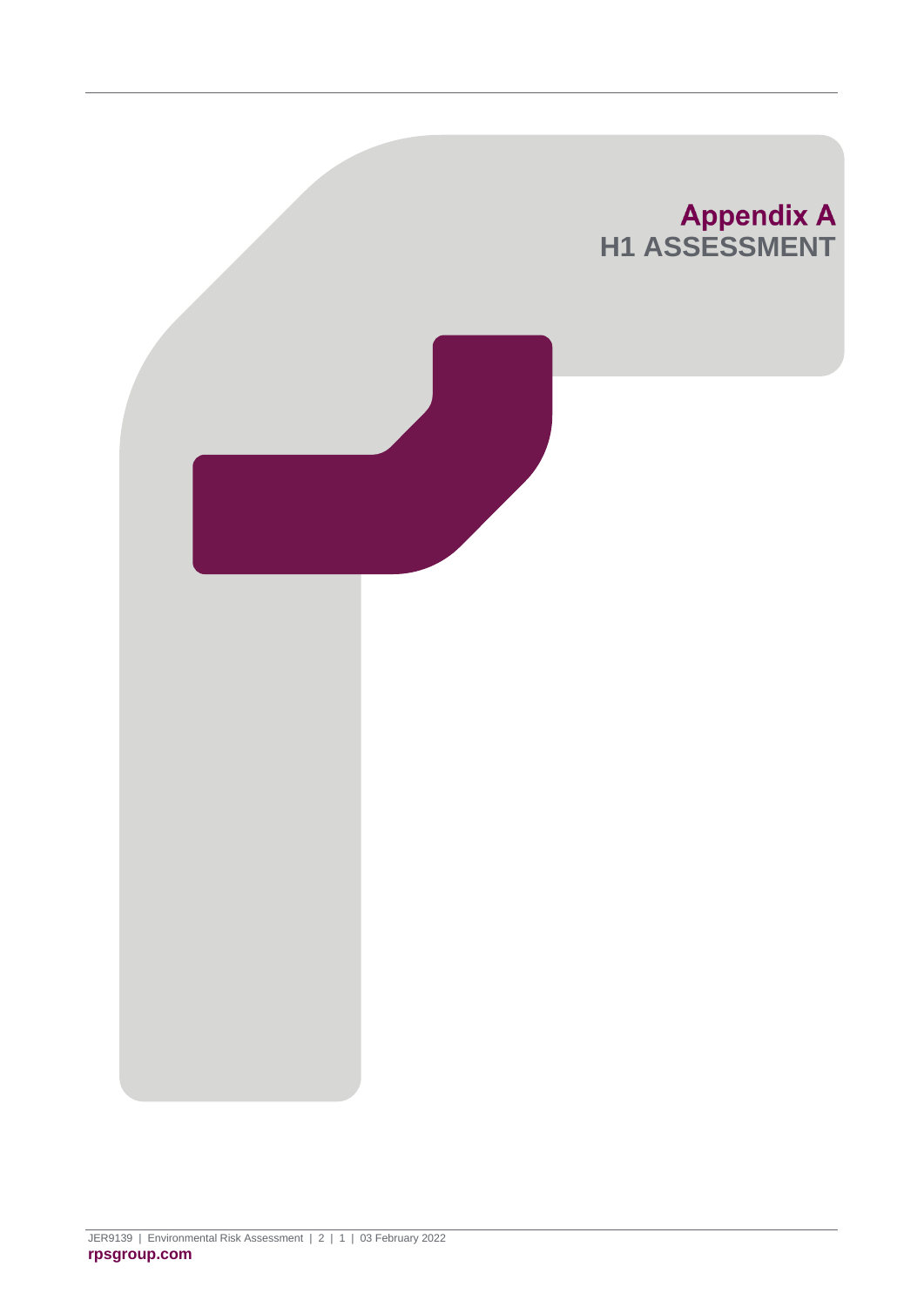# Appendix A
## H1 ASSESSMENT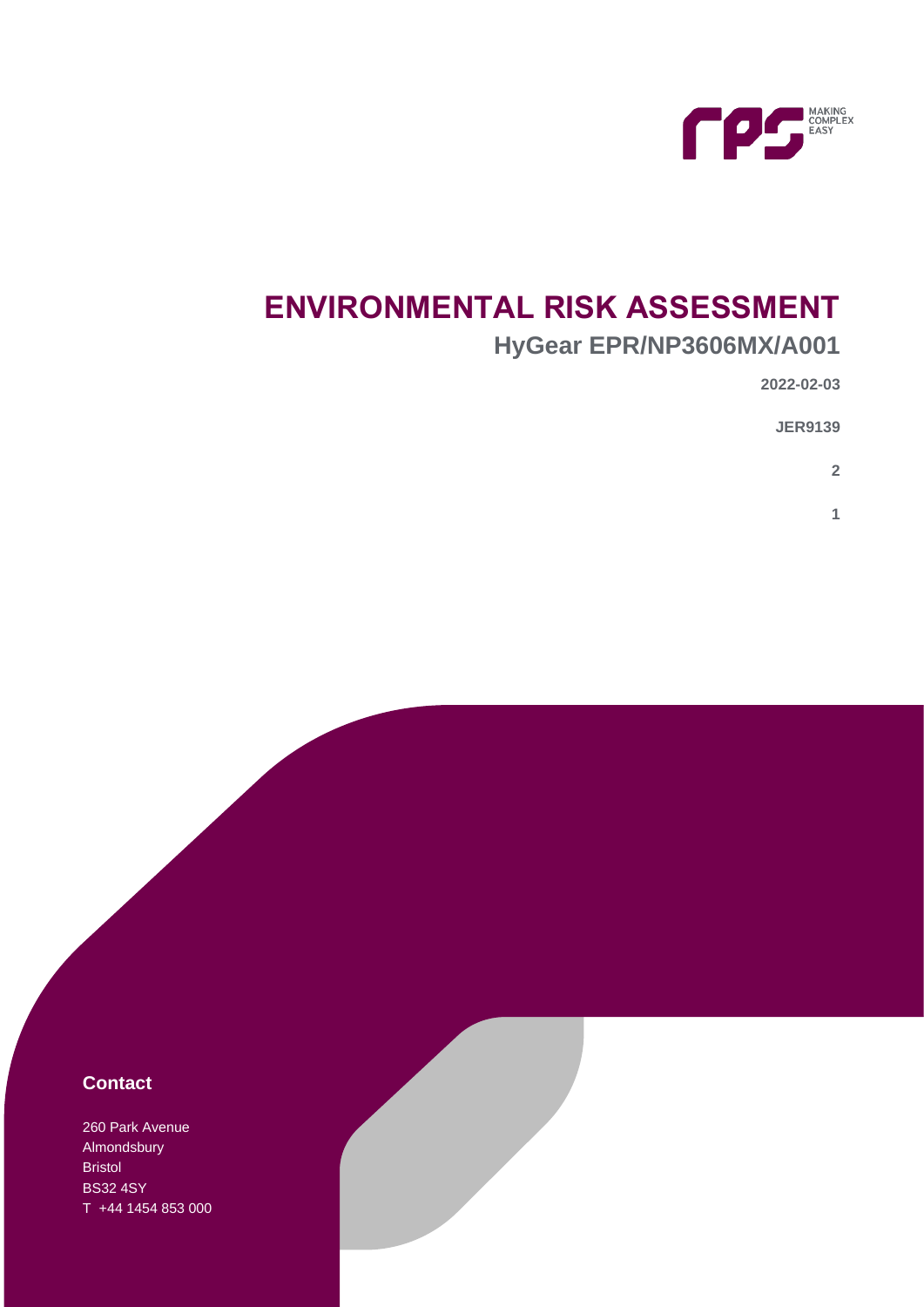# ENVIRONMENTAL RISK ASSESSMENT

## HyGear EPR/NP3606MX/A001

**2022-02-03**

**JER9139**

**2**

**1**

**Contact**

260 Park Avenue
Almondsbury
Bristol
BS32 4SY
T +44 1454 853 000